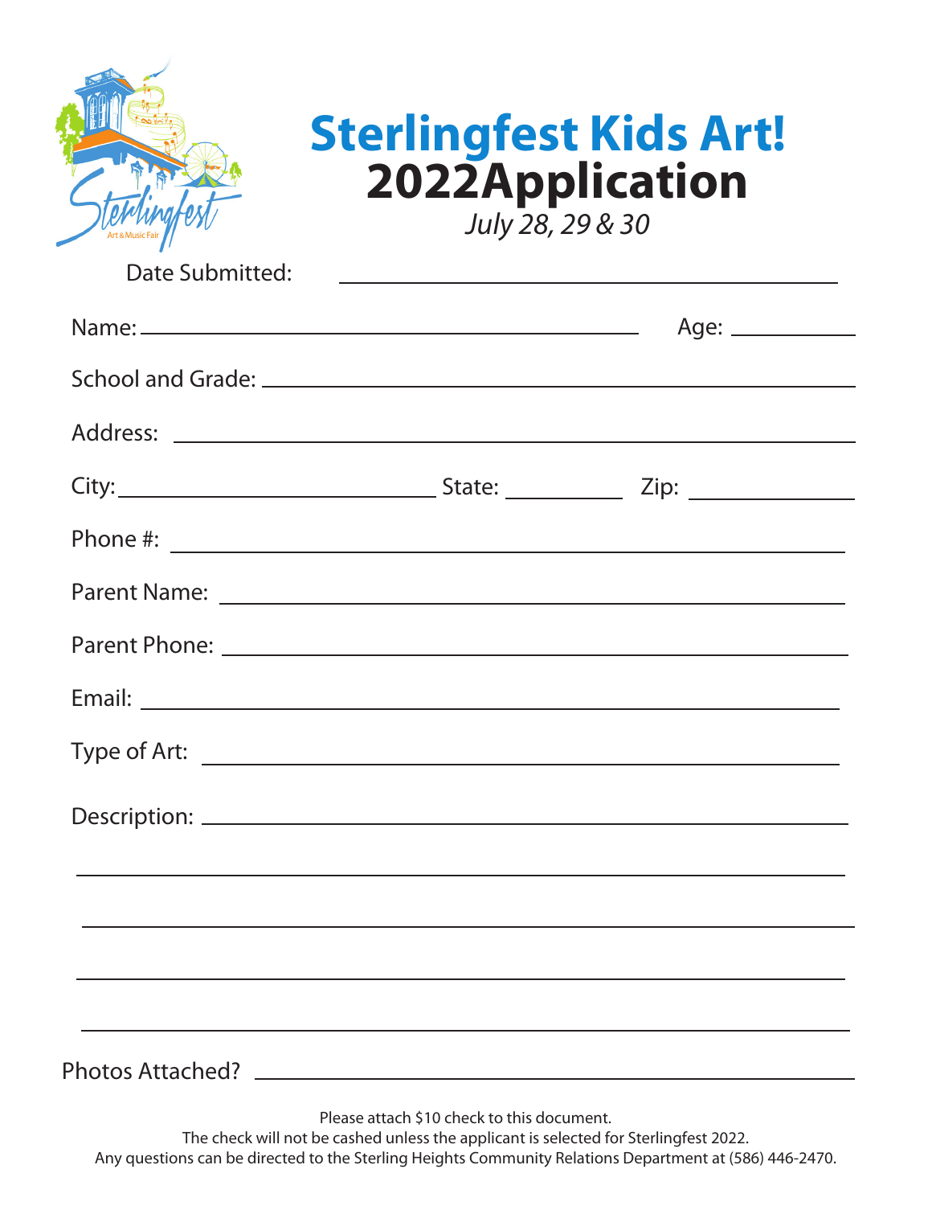# Sterlingfest Kids Art!

## 2022Application

*July 28, 29 & 30*

Date Submitted: ______________________________

Name: ______________________________ Age: __________

School and Grade: ______________________________

Address: ______________________________

City: ____________________ State: __________ Zip: __________

Phone #: ______________________________

Parent Name: ______________________________

Parent Phone: ______________________________

Email: ______________________________

Type of Art: ______________________________

Description: ______________________________

______________________________

______________________________

______________________________

______________________________

Photos Attached? ______________________________

Please attach $10 check to this document.
The check will not be cashed unless the applicant is selected for Sterlingfest 2022.
Any questions can be directed to the Sterling Heights Community Relations Department at (586) 446-2470.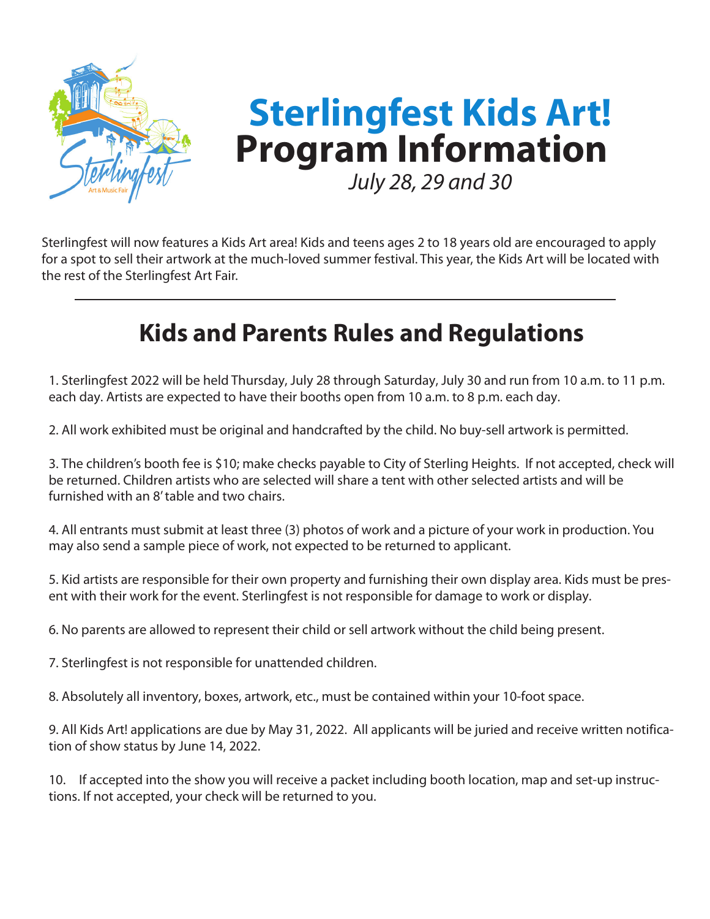# Sterlingfest Kids Art!
# Program Information

*July 28, 29 and 30*

Sterlingfest will now features a Kids Art area! Kids and teens ages 2 to 18 years old are encouraged to apply for a spot to sell their artwork at the much-loved summer festival. This year, the Kids Art will be located with the rest of the Sterlingfest Art Fair.

---

## Kids and Parents Rules and Regulations

1. Sterlingfest 2022 will be held Thursday, July 28 through Saturday, July 30 and run from 10 a.m. to 11 p.m. each day. Artists are expected to have their booths open from 10 a.m. to 8 p.m. each day.

2. All work exhibited must be original and handcrafted by the child. No buy-sell artwork is permitted.

3. The children's booth fee is $10; make checks payable to City of Sterling Heights. If not accepted, check will be returned. Children artists who are selected will share a tent with other selected artists and will be furnished with an 8' table and two chairs.

4. All entrants must submit at least three (3) photos of work and a picture of your work in production. You may also send a sample piece of work, not expected to be returned to applicant.

5. Kid artists are responsible for their own property and furnishing their own display area. Kids must be present with their work for the event. Sterlingfest is not responsible for damage to work or display.

6. No parents are allowed to represent their child or sell artwork without the child being present.

7. Sterlingfest is not responsible for unattended children.

8. Absolutely all inventory, boxes, artwork, etc., must be contained within your 10-foot space.

9. All Kids Art! applications are due by May 31, 2022. All applicants will be juried and receive written notification of show status by June 14, 2022.

10. If accepted into the show you will receive a packet including booth location, map and set-up instructions. If not accepted, your check will be returned to you.